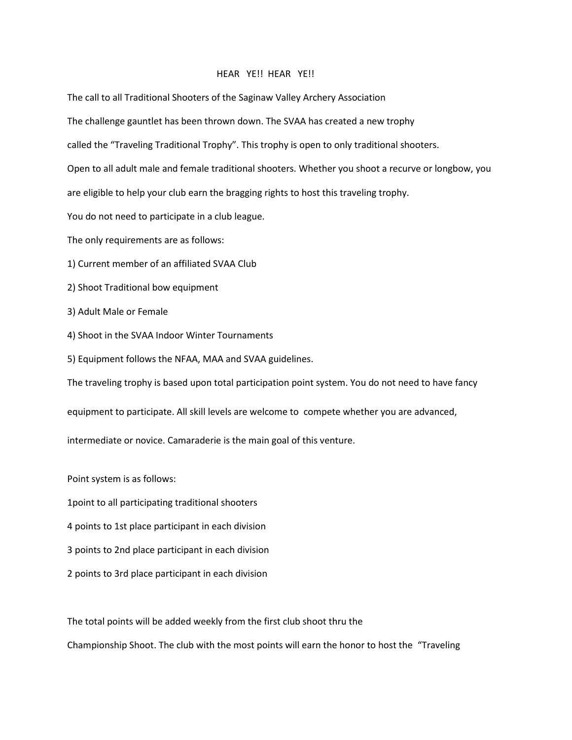# HEAR YE!! HEAR YE!!

The call to all Traditional Shooters of the Saginaw Valley Archery Association

The challenge gauntlet has been thrown down. The SVAA has created a new trophy called the "Traveling Traditional Trophy". This trophy is open to only traditional shooters. Open to all adult male and female traditional shooters. Whether you shoot a recurve or longbow, you are eligible to help your club earn the bragging rights to host this traveling trophy.

You do not need to participate in a club league.

The only requirements are as follows:

1) Current member of an affiliated SVAA Club
2) Shoot Traditional bow equipment
3) Adult Male or Female
4) Shoot in the SVAA Indoor Winter Tournaments
5) Equipment follows the NFAA, MAA and SVAA guidelines.

The traveling trophy is based upon total participation point system. You do not need to have fancy equipment to participate. All skill levels are welcome to compete whether you are advanced, intermediate or novice. Camaraderie is the main goal of this venture.

Point system is as follows:

1point to all participating traditional shooters

4 points to 1st place participant in each division

3 points to 2nd place participant in each division

2 points to 3rd place participant in each division

The total points will be added weekly from the first club shoot thru the Championship Shoot. The club with the most points will earn the honor to host the "Traveling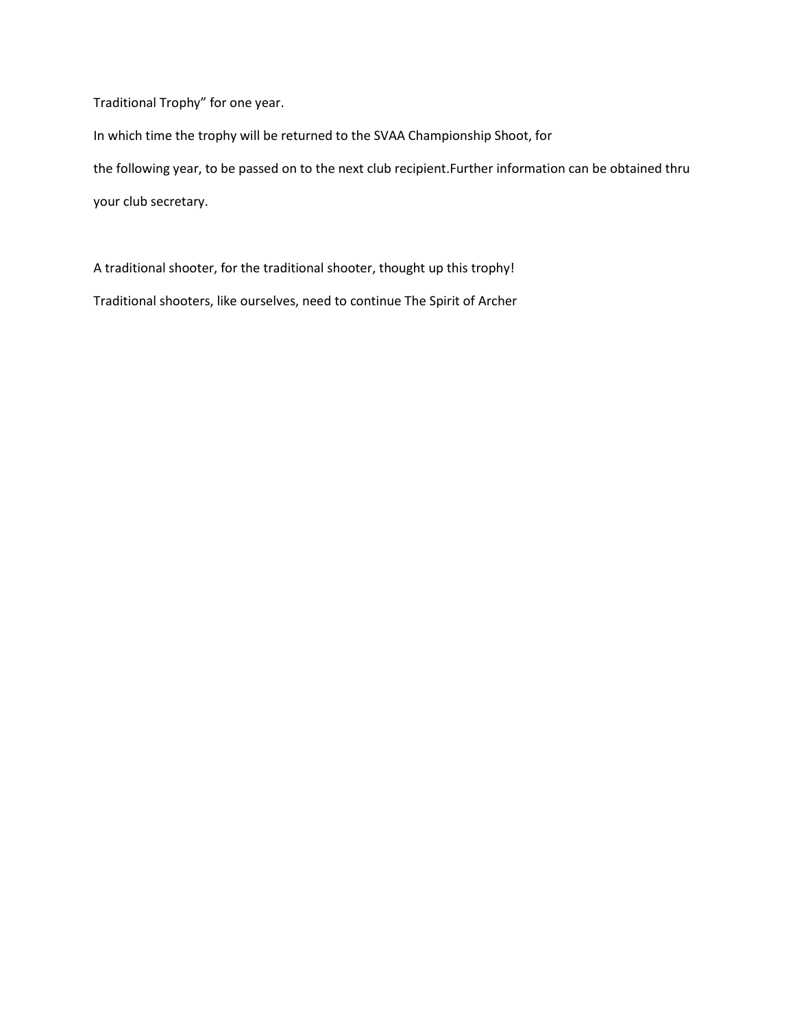Traditional Trophy" for one year.

In which time the trophy will be returned to the SVAA Championship Shoot, for

the following year, to be passed on to the next club recipient.Further information can be obtained thru

your club secretary.

A traditional shooter, for the traditional shooter, thought up this trophy!

Traditional shooters, like ourselves, need to continue The Spirit of Archer